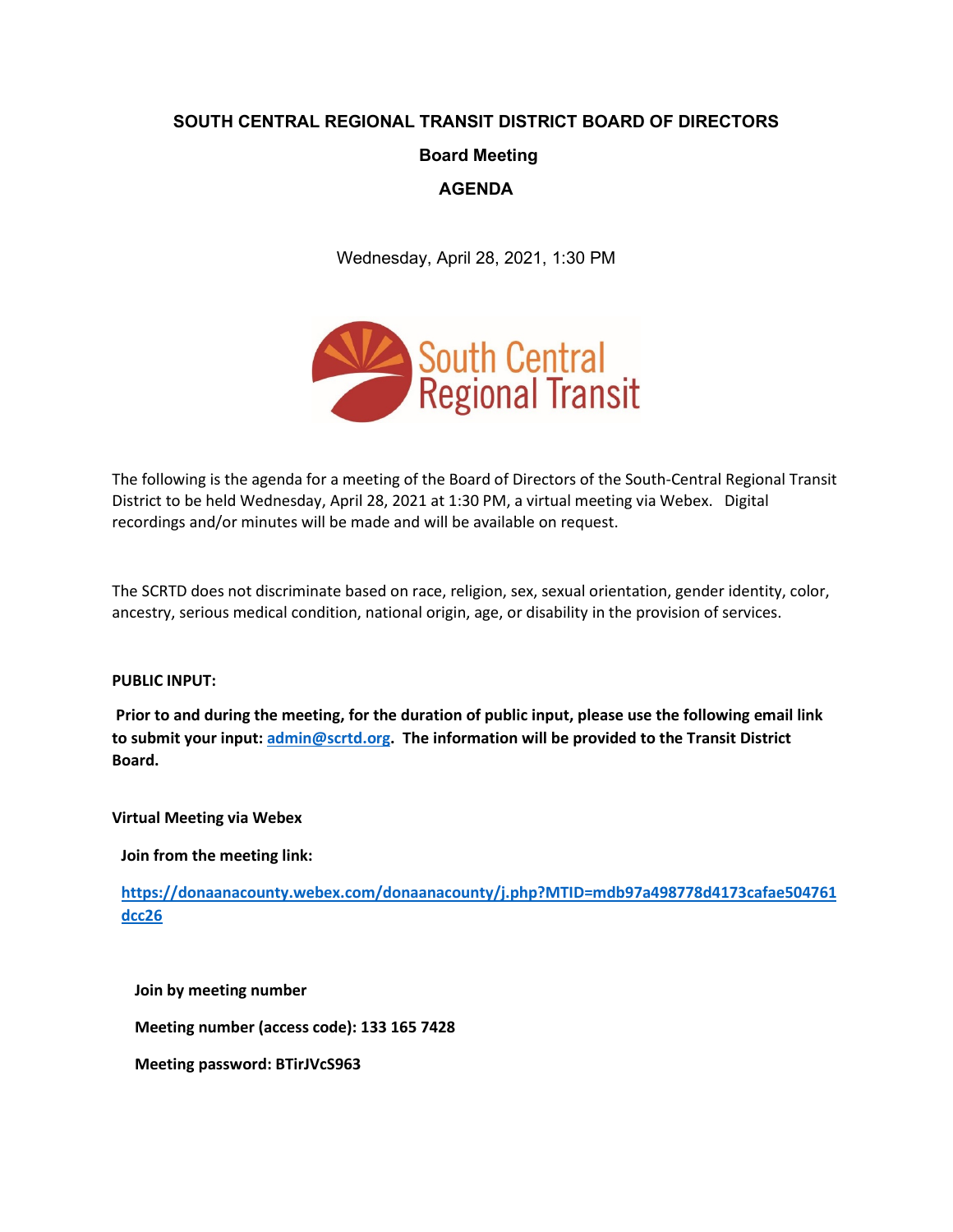# SOUTH CENTRAL REGIONAL TRANSIT DISTRICT BOARD OF DIRECTORS

## Board Meeting

## AGENDA

Wednesday, April 28, 2021, 1:30 PM

The following is the agenda for a meeting of the Board of Directors of the South-Central Regional Transit District to be held Wednesday, April 28, 2021 at 1:30 PM, a virtual meeting via Webex. Digital recordings and/or minutes will be made and will be available on request.

The SCRTD does not discriminate based on race, religion, sex, sexual orientation, gender identity, color, ancestry, serious medical condition, national origin, age, or disability in the provision of services.

**PUBLIC INPUT:**

**Prior to and during the meeting, for the duration of public input, please use the following email link to submit your input: admin@scrtd.org. The information will be provided to the Transit District Board.**

**Virtual Meeting via Webex**

**Join from the meeting link:**

**https://donaanacounty.webex.com/donaanacounty/j.php?MTID=mdb97a498778d4173cafae504761dcc26**

**Join by meeting number**

**Meeting number (access code): 133 165 7428**

**Meeting password: BTirJVcS963**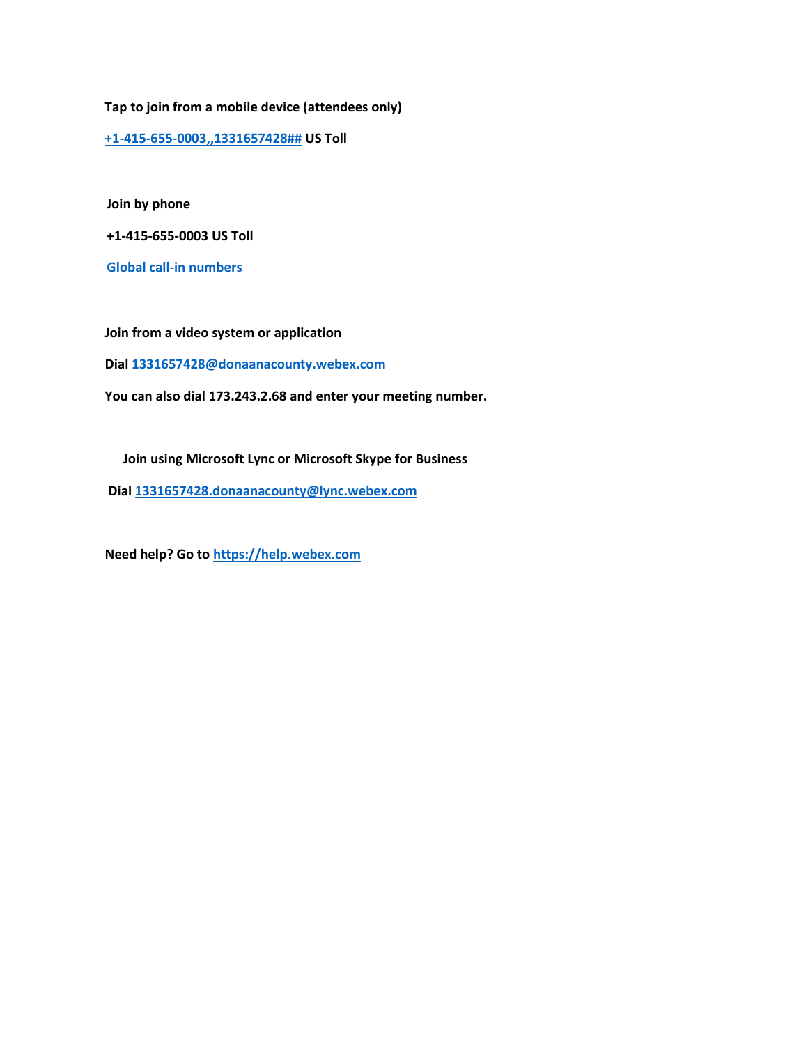**Tap to join from a mobile device (attendees only)**

**+1-415-655-0003,,1331657428## US Toll**

**Join by phone**

**+1-415-655-0003 US Toll**

**Global call-in numbers**

**Join from a video system or application**

**Dial 1331657428@donaanacounty.webex.com**

**You can also dial 173.243.2.68 and enter your meeting number.**

**Join using Microsoft Lync or Microsoft Skype for Business**

**Dial 1331657428.donaanacounty@lync.webex.com**

**Need help? Go to https://help.webex.com**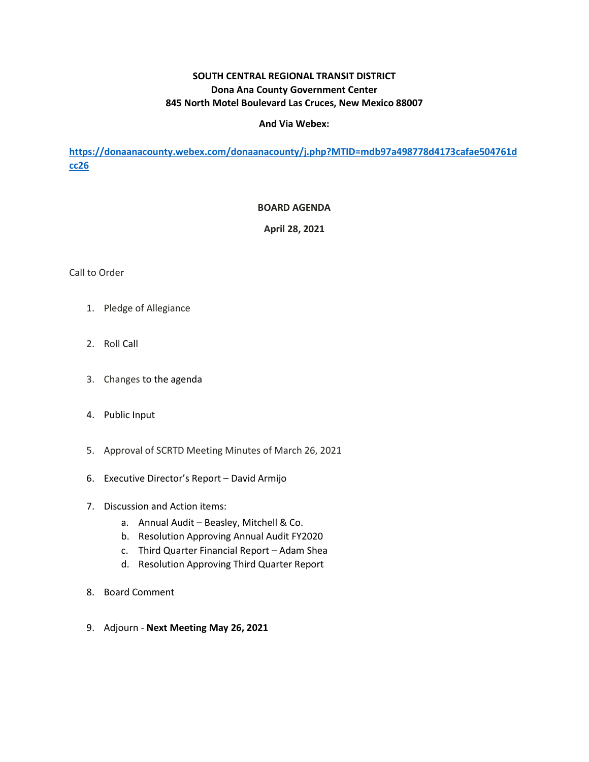**SOUTH CENTRAL REGIONAL TRANSIT DISTRICT**
**Dona Ana County Government Center**
**845 North Motel Boulevard Las Cruces, New Mexico 88007**

**And Via Webex:**

**https://donaanacounty.webex.com/donaanacounty/j.php?MTID=mdb97a498778d4173cafae504761dcc26**

**BOARD AGENDA**

**April 28, 2021**

Call to Order

1. Pledge of Allegiance
2. Roll Call
3. Changes to the agenda
4. Public Input
5. Approval of SCRTD Meeting Minutes of March 26, 2021
6. Executive Director's Report – David Armijo
7. Discussion and Action items:
   a. Annual Audit – Beasley, Mitchell & Co.
   b. Resolution Approving Annual Audit FY2020
   c. Third Quarter Financial Report – Adam Shea
   d. Resolution Approving Third Quarter Report
8. Board Comment
9. Adjourn - **Next Meeting May 26, 2021**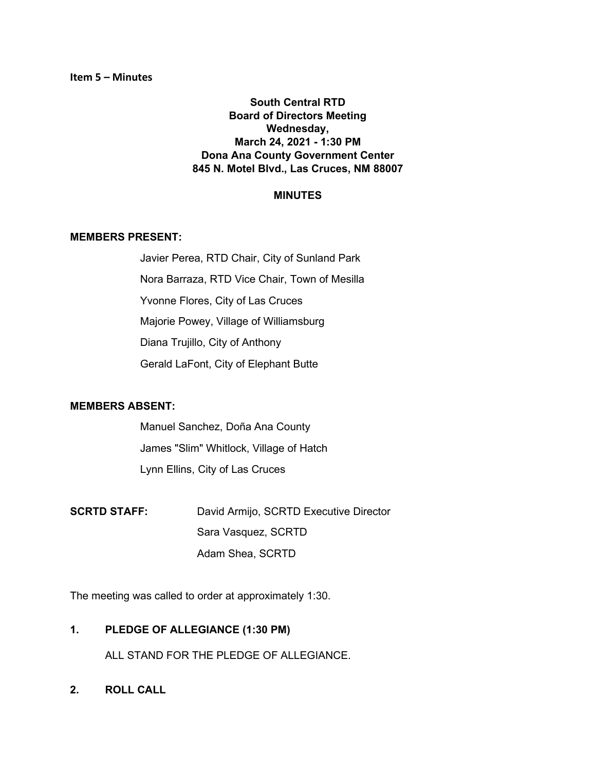**Item 5 – Minutes**

**South Central RTD**
**Board of Directors Meeting**
**Wednesday,**
**March 24, 2021 - 1:30 PM**
**Dona Ana County Government Center**
**845 N. Motel Blvd., Las Cruces, NM 88007**

**MINUTES**

**MEMBERS PRESENT:**

Javier Perea, RTD Chair, City of Sunland Park
Nora Barraza, RTD Vice Chair, Town of Mesilla
Yvonne Flores, City of Las Cruces
Majorie Powey, Village of Williamsburg
Diana Trujillo, City of Anthony
Gerald LaFont, City of Elephant Butte

**MEMBERS ABSENT:**

Manuel Sanchez, Doña Ana County
James "Slim" Whitlock, Village of Hatch
Lynn Ellins, City of Las Cruces

**SCRTD STAFF:**

David Armijo, SCRTD Executive Director
Sara Vasquez, SCRTD
Adam Shea, SCRTD

The meeting was called to order at approximately 1:30.

**1. PLEDGE OF ALLEGIANCE (1:30 PM)**

ALL STAND FOR THE PLEDGE OF ALLEGIANCE.

**2. ROLL CALL**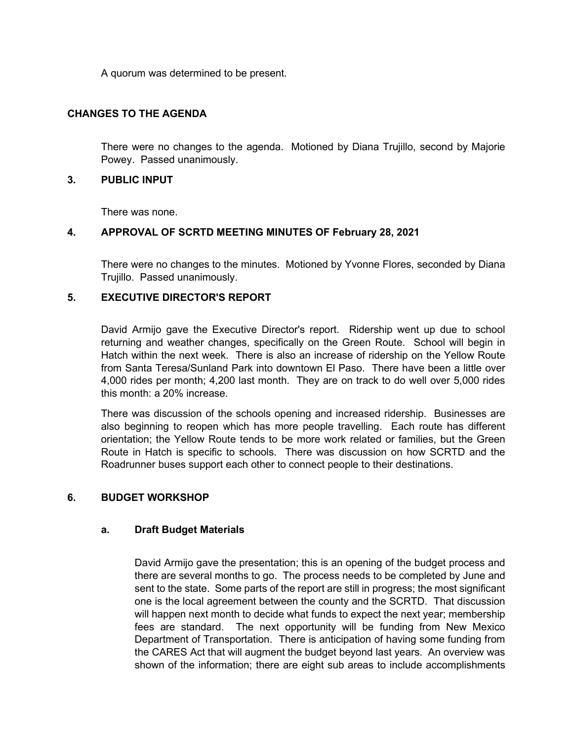A quorum was determined to be present.

## CHANGES TO THE AGENDA

There were no changes to the agenda. Motioned by Diana Trujillo, second by Majorie Powey. Passed unanimously.

## 3. PUBLIC INPUT

There was none.

## 4. APPROVAL OF SCRTD MEETING MINUTES OF February 28, 2021

There were no changes to the minutes. Motioned by Yvonne Flores, seconded by Diana Trujillo. Passed unanimously.

## 5. EXECUTIVE DIRECTOR'S REPORT

David Armijo gave the Executive Director's report. Ridership went up due to school returning and weather changes, specifically on the Green Route. School will begin in Hatch within the next week. There is also an increase of ridership on the Yellow Route from Santa Teresa/Sunland Park into downtown El Paso. There have been a little over 4,000 rides per month; 4,200 last month. They are on track to do well over 5,000 rides this month: a 20% increase.

There was discussion of the schools opening and increased ridership. Businesses are also beginning to reopen which has more people travelling. Each route has different orientation; the Yellow Route tends to be more work related or families, but the Green Route in Hatch is specific to schools. There was discussion on how SCRTD and the Roadrunner buses support each other to connect people to their destinations.

## 6. BUDGET WORKSHOP

### a. Draft Budget Materials

David Armijo gave the presentation; this is an opening of the budget process and there are several months to go. The process needs to be completed by June and sent to the state. Some parts of the report are still in progress; the most significant one is the local agreement between the county and the SCRTD. That discussion will happen next month to decide what funds to expect the next year; membership fees are standard. The next opportunity will be funding from New Mexico Department of Transportation. There is anticipation of having some funding from the CARES Act that will augment the budget beyond last years. An overview was shown of the information; there are eight sub areas to include accomplishments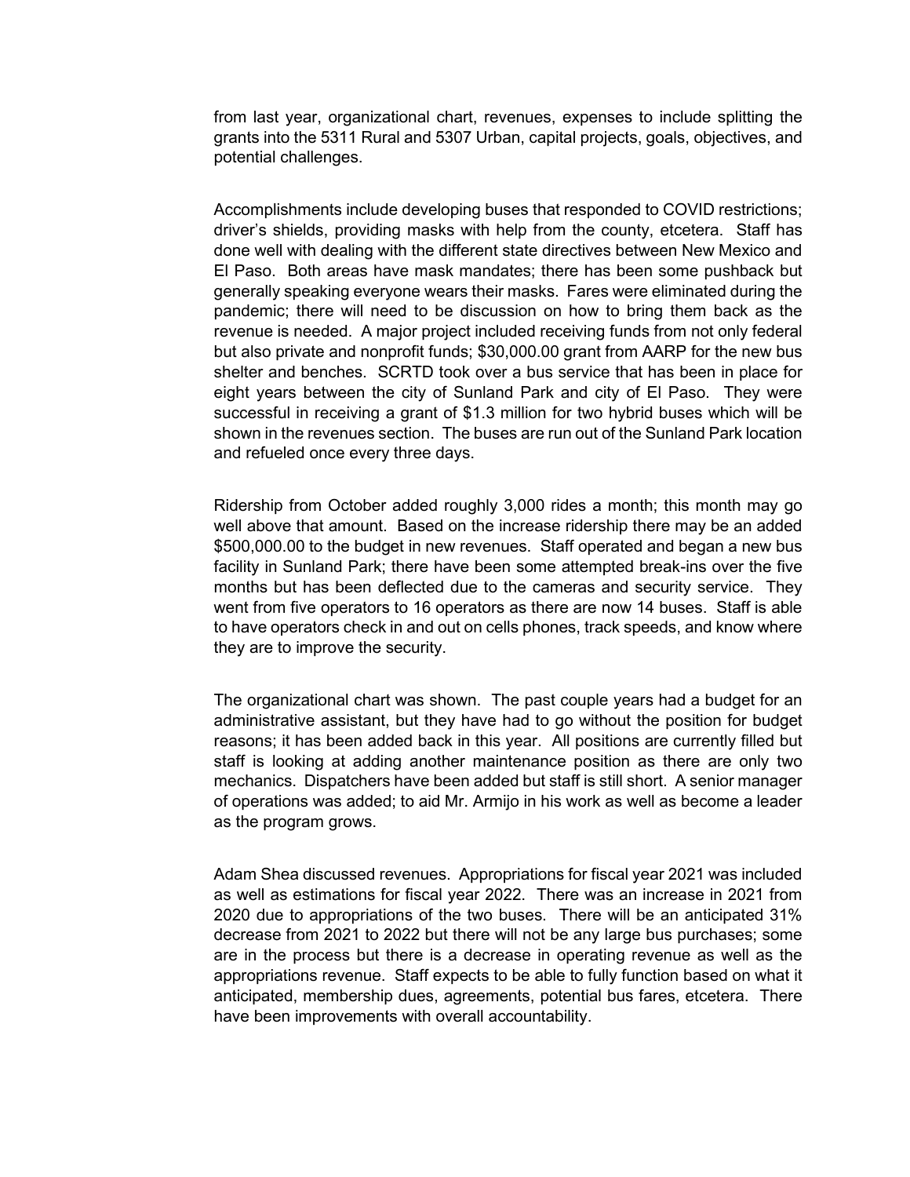from last year, organizational chart, revenues, expenses to include splitting the grants into the 5311 Rural and 5307 Urban, capital projects, goals, objectives, and potential challenges.

Accomplishments include developing buses that responded to COVID restrictions; driver's shields, providing masks with help from the county, etcetera. Staff has done well with dealing with the different state directives between New Mexico and El Paso. Both areas have mask mandates; there has been some pushback but generally speaking everyone wears their masks. Fares were eliminated during the pandemic; there will need to be discussion on how to bring them back as the revenue is needed. A major project included receiving funds from not only federal but also private and nonprofit funds; $30,000.00 grant from AARP for the new bus shelter and benches. SCRTD took over a bus service that has been in place for eight years between the city of Sunland Park and city of El Paso. They were successful in receiving a grant of $1.3 million for two hybrid buses which will be shown in the revenues section. The buses are run out of the Sunland Park location and refueled once every three days.

Ridership from October added roughly 3,000 rides a month; this month may go well above that amount. Based on the increase ridership there may be an added $500,000.00 to the budget in new revenues. Staff operated and began a new bus facility in Sunland Park; there have been some attempted break-ins over the five months but has been deflected due to the cameras and security service. They went from five operators to 16 operators as there are now 14 buses. Staff is able to have operators check in and out on cells phones, track speeds, and know where they are to improve the security.

The organizational chart was shown. The past couple years had a budget for an administrative assistant, but they have had to go without the position for budget reasons; it has been added back in this year. All positions are currently filled but staff is looking at adding another maintenance position as there are only two mechanics. Dispatchers have been added but staff is still short. A senior manager of operations was added; to aid Mr. Armijo in his work as well as become a leader as the program grows.

Adam Shea discussed revenues. Appropriations for fiscal year 2021 was included as well as estimations for fiscal year 2022. There was an increase in 2021 from 2020 due to appropriations of the two buses. There will be an anticipated 31% decrease from 2021 to 2022 but there will not be any large bus purchases; some are in the process but there is a decrease in operating revenue as well as the appropriations revenue. Staff expects to be able to fully function based on what it anticipated, membership dues, agreements, potential bus fares, etcetera. There have been improvements with overall accountability.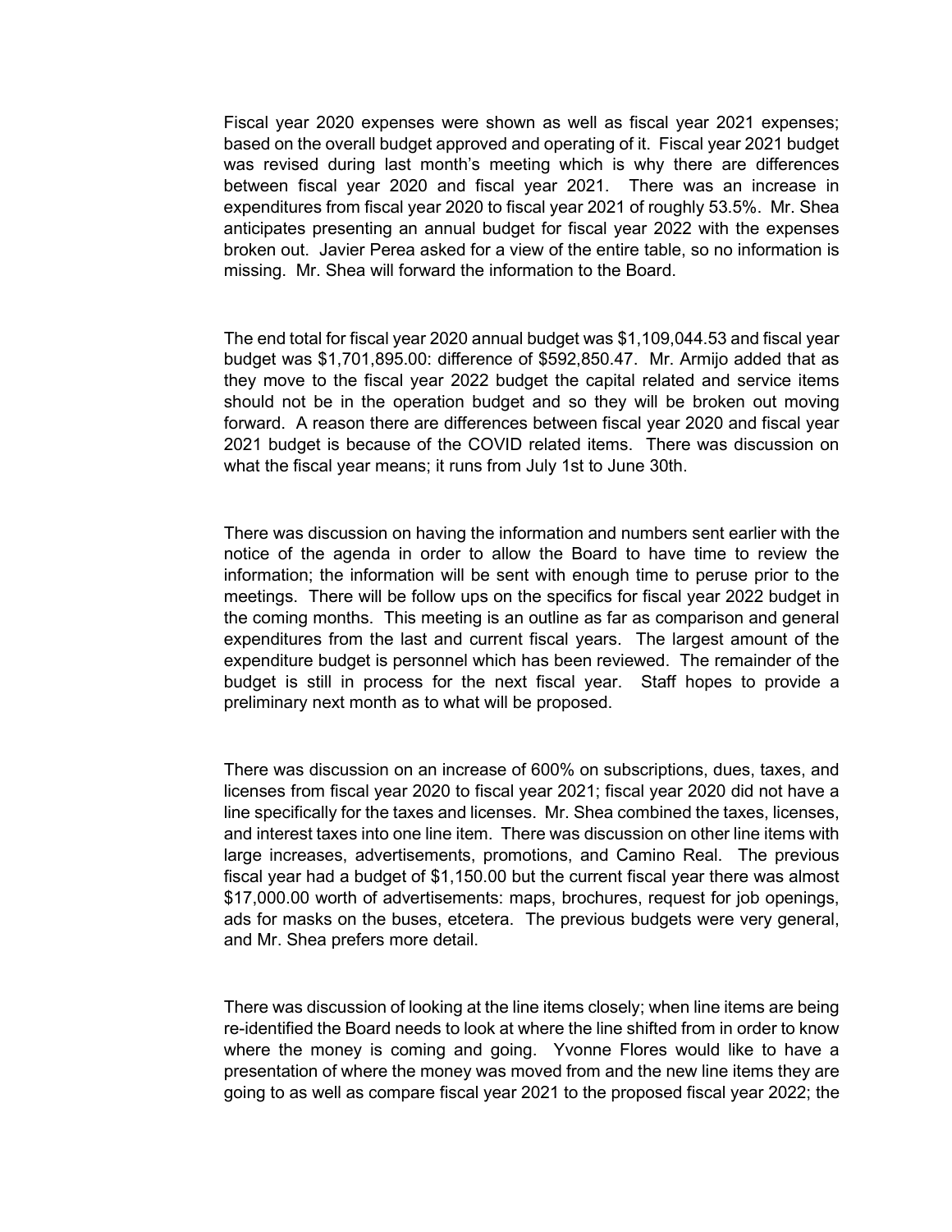Fiscal year 2020 expenses were shown as well as fiscal year 2021 expenses; based on the overall budget approved and operating of it. Fiscal year 2021 budget was revised during last month's meeting which is why there are differences between fiscal year 2020 and fiscal year 2021. There was an increase in expenditures from fiscal year 2020 to fiscal year 2021 of roughly 53.5%. Mr. Shea anticipates presenting an annual budget for fiscal year 2022 with the expenses broken out. Javier Perea asked for a view of the entire table, so no information is missing. Mr. Shea will forward the information to the Board.

The end total for fiscal year 2020 annual budget was $1,109,044.53 and fiscal year budget was $1,701,895.00: difference of $592,850.47. Mr. Armijo added that as they move to the fiscal year 2022 budget the capital related and service items should not be in the operation budget and so they will be broken out moving forward. A reason there are differences between fiscal year 2020 and fiscal year 2021 budget is because of the COVID related items. There was discussion on what the fiscal year means; it runs from July 1st to June 30th.

There was discussion on having the information and numbers sent earlier with the notice of the agenda in order to allow the Board to have time to review the information; the information will be sent with enough time to peruse prior to the meetings. There will be follow ups on the specifics for fiscal year 2022 budget in the coming months. This meeting is an outline as far as comparison and general expenditures from the last and current fiscal years. The largest amount of the expenditure budget is personnel which has been reviewed. The remainder of the budget is still in process for the next fiscal year. Staff hopes to provide a preliminary next month as to what will be proposed.

There was discussion on an increase of 600% on subscriptions, dues, taxes, and licenses from fiscal year 2020 to fiscal year 2021; fiscal year 2020 did not have a line specifically for the taxes and licenses. Mr. Shea combined the taxes, licenses, and interest taxes into one line item. There was discussion on other line items with large increases, advertisements, promotions, and Camino Real. The previous fiscal year had a budget of $1,150.00 but the current fiscal year there was almost $17,000.00 worth of advertisements: maps, brochures, request for job openings, ads for masks on the buses, etcetera. The previous budgets were very general, and Mr. Shea prefers more detail.

There was discussion of looking at the line items closely; when line items are being re-identified the Board needs to look at where the line shifted from in order to know where the money is coming and going. Yvonne Flores would like to have a presentation of where the money was moved from and the new line items they are going to as well as compare fiscal year 2021 to the proposed fiscal year 2022; the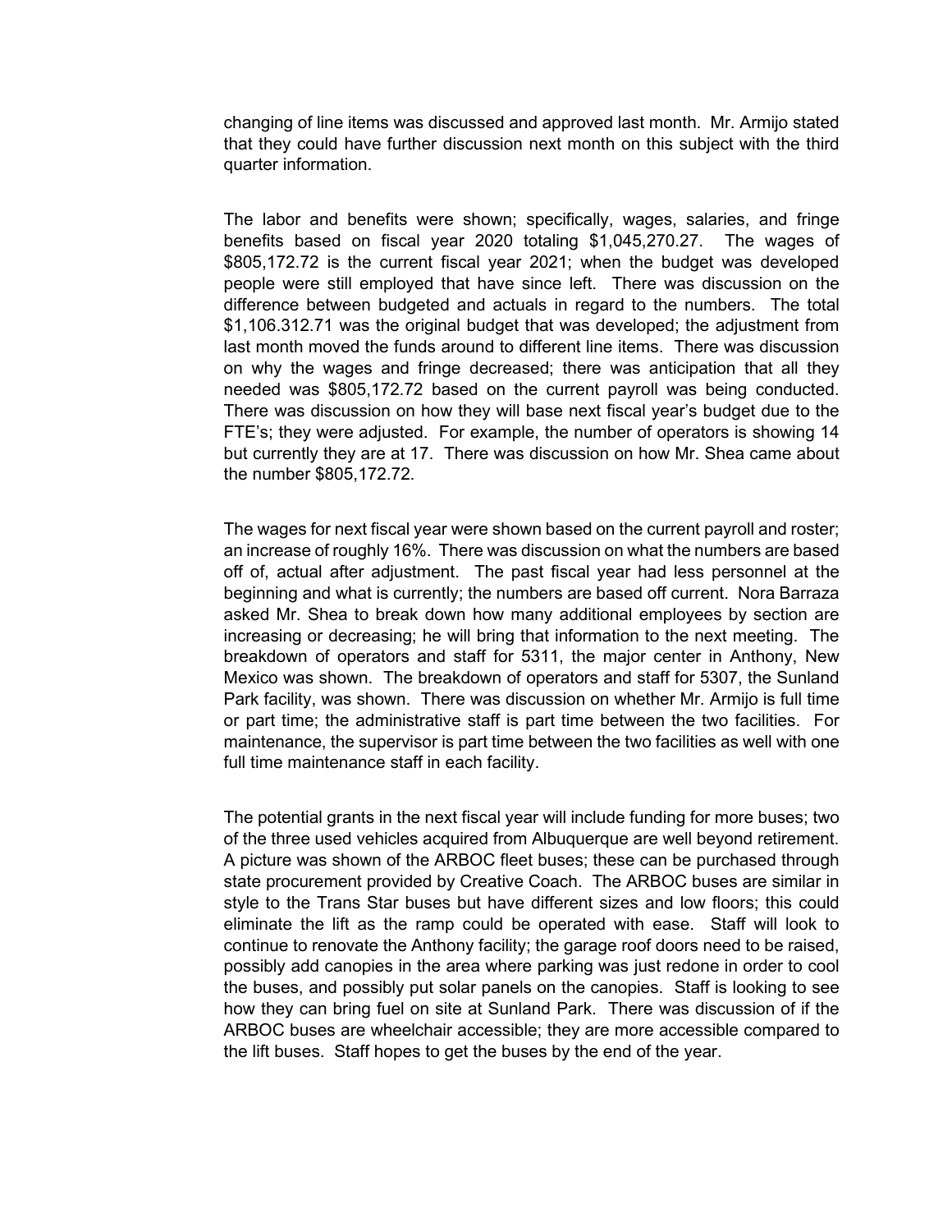changing of line items was discussed and approved last month. Mr. Armijo stated that they could have further discussion next month on this subject with the third quarter information.

The labor and benefits were shown; specifically, wages, salaries, and fringe benefits based on fiscal year 2020 totaling $1,045,270.27. The wages of $805,172.72 is the current fiscal year 2021; when the budget was developed people were still employed that have since left. There was discussion on the difference between budgeted and actuals in regard to the numbers. The total $1,106.312.71 was the original budget that was developed; the adjustment from last month moved the funds around to different line items. There was discussion on why the wages and fringe decreased; there was anticipation that all they needed was $805,172.72 based on the current payroll was being conducted. There was discussion on how they will base next fiscal year's budget due to the FTE's; they were adjusted. For example, the number of operators is showing 14 but currently they are at 17. There was discussion on how Mr. Shea came about the number $805,172.72.

The wages for next fiscal year were shown based on the current payroll and roster; an increase of roughly 16%. There was discussion on what the numbers are based off of, actual after adjustment. The past fiscal year had less personnel at the beginning and what is currently; the numbers are based off current. Nora Barraza asked Mr. Shea to break down how many additional employees by section are increasing or decreasing; he will bring that information to the next meeting. The breakdown of operators and staff for 5311, the major center in Anthony, New Mexico was shown. The breakdown of operators and staff for 5307, the Sunland Park facility, was shown. There was discussion on whether Mr. Armijo is full time or part time; the administrative staff is part time between the two facilities. For maintenance, the supervisor is part time between the two facilities as well with one full time maintenance staff in each facility.

The potential grants in the next fiscal year will include funding for more buses; two of the three used vehicles acquired from Albuquerque are well beyond retirement. A picture was shown of the ARBOC fleet buses; these can be purchased through state procurement provided by Creative Coach. The ARBOC buses are similar in style to the Trans Star buses but have different sizes and low floors; this could eliminate the lift as the ramp could be operated with ease. Staff will look to continue to renovate the Anthony facility; the garage roof doors need to be raised, possibly add canopies in the area where parking was just redone in order to cool the buses, and possibly put solar panels on the canopies. Staff is looking to see how they can bring fuel on site at Sunland Park. There was discussion of if the ARBOC buses are wheelchair accessible; they are more accessible compared to the lift buses. Staff hopes to get the buses by the end of the year.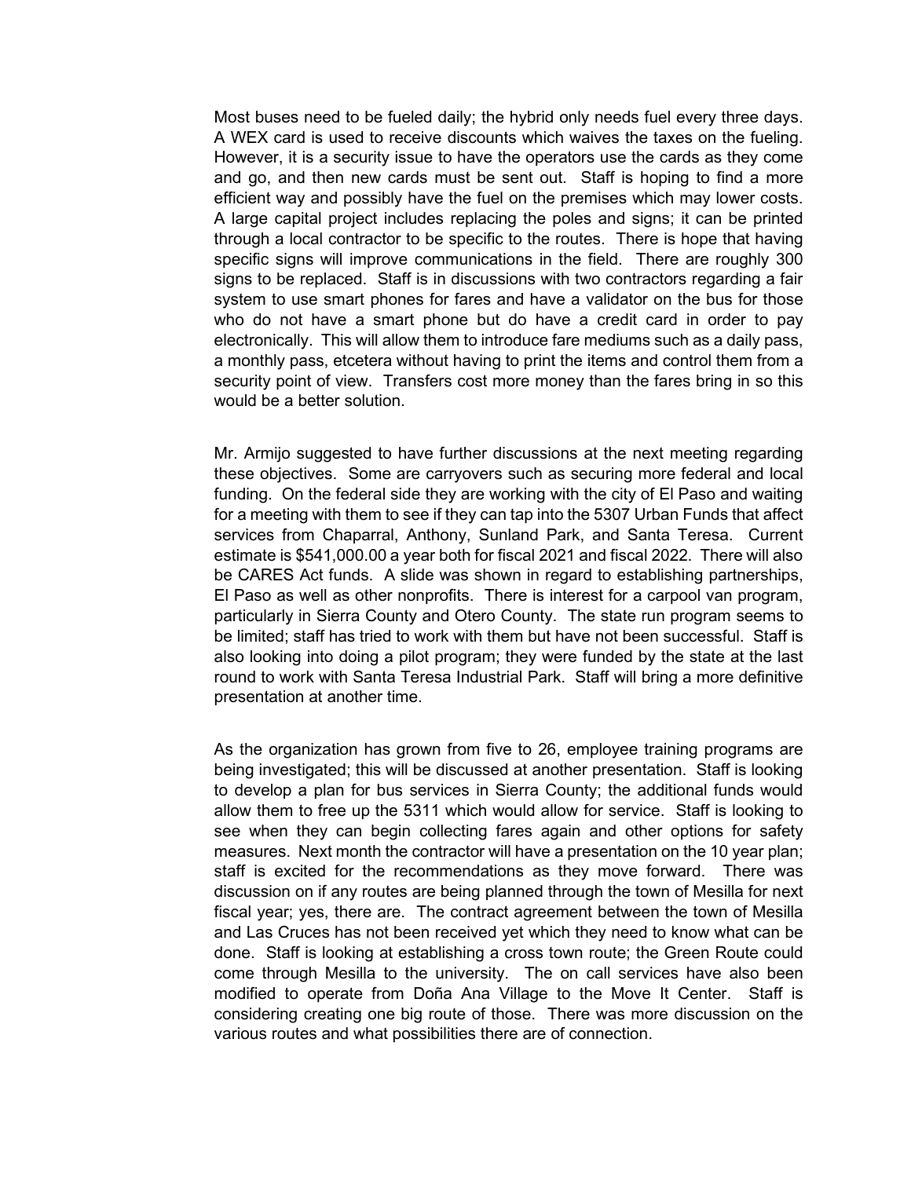Most buses need to be fueled daily; the hybrid only needs fuel every three days. A WEX card is used to receive discounts which waives the taxes on the fueling. However, it is a security issue to have the operators use the cards as they come and go, and then new cards must be sent out. Staff is hoping to find a more efficient way and possibly have the fuel on the premises which may lower costs. A large capital project includes replacing the poles and signs; it can be printed through a local contractor to be specific to the routes. There is hope that having specific signs will improve communications in the field. There are roughly 300 signs to be replaced. Staff is in discussions with two contractors regarding a fair system to use smart phones for fares and have a validator on the bus for those who do not have a smart phone but do have a credit card in order to pay electronically. This will allow them to introduce fare mediums such as a daily pass, a monthly pass, etcetera without having to print the items and control them from a security point of view. Transfers cost more money than the fares bring in so this would be a better solution.

Mr. Armijo suggested to have further discussions at the next meeting regarding these objectives. Some are carryovers such as securing more federal and local funding. On the federal side they are working with the city of El Paso and waiting for a meeting with them to see if they can tap into the 5307 Urban Funds that affect services from Chaparral, Anthony, Sunland Park, and Santa Teresa. Current estimate is $541,000.00 a year both for fiscal 2021 and fiscal 2022. There will also be CARES Act funds. A slide was shown in regard to establishing partnerships, El Paso as well as other nonprofits. There is interest for a carpool van program, particularly in Sierra County and Otero County. The state run program seems to be limited; staff has tried to work with them but have not been successful. Staff is also looking into doing a pilot program; they were funded by the state at the last round to work with Santa Teresa Industrial Park. Staff will bring a more definitive presentation at another time.

As the organization has grown from five to 26, employee training programs are being investigated; this will be discussed at another presentation. Staff is looking to develop a plan for bus services in Sierra County; the additional funds would allow them to free up the 5311 which would allow for service. Staff is looking to see when they can begin collecting fares again and other options for safety measures. Next month the contractor will have a presentation on the 10 year plan; staff is excited for the recommendations as they move forward. There was discussion on if any routes are being planned through the town of Mesilla for next fiscal year; yes, there are. The contract agreement between the town of Mesilla and Las Cruces has not been received yet which they need to know what can be done. Staff is looking at establishing a cross town route; the Green Route could come through Mesilla to the university. The on call services have also been modified to operate from Doña Ana Village to the Move It Center. Staff is considering creating one big route of those. There was more discussion on the various routes and what possibilities there are of connection.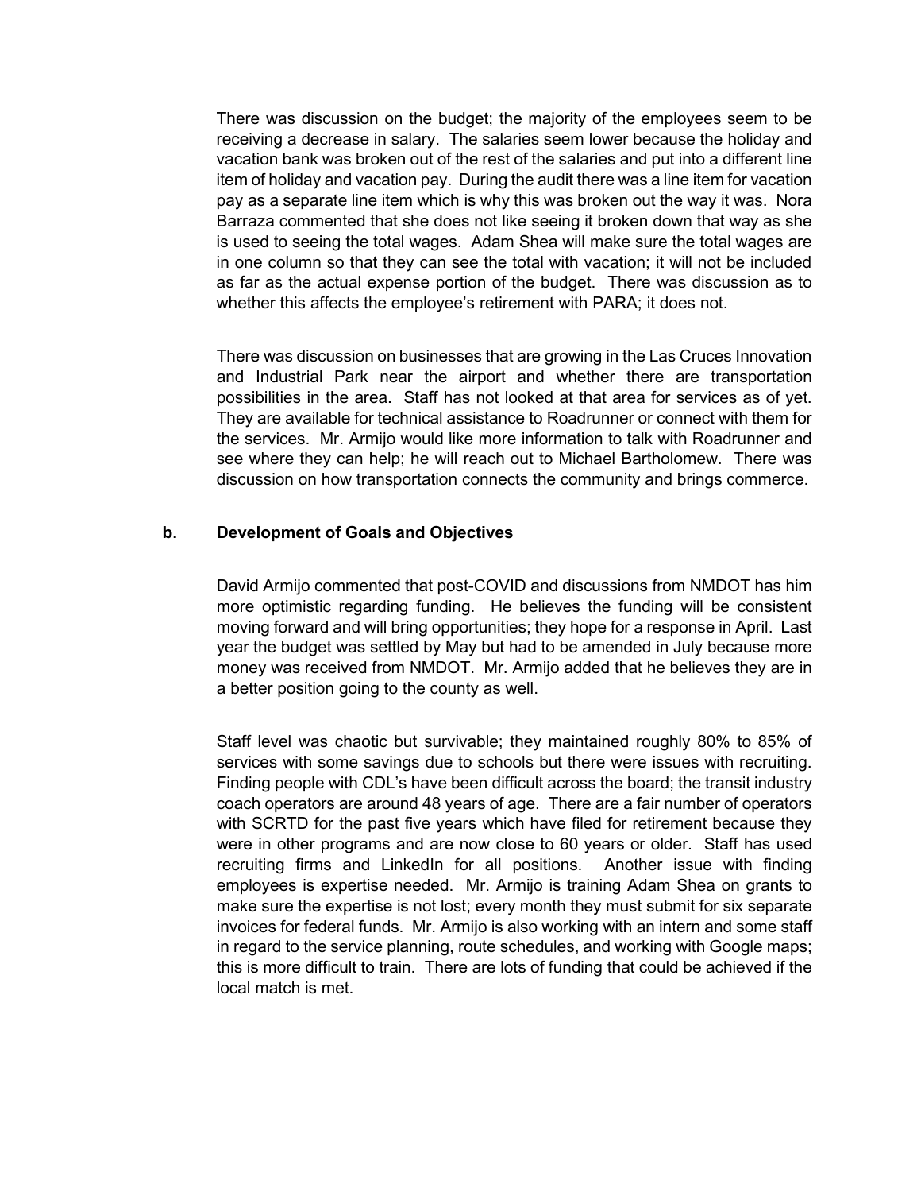There was discussion on the budget; the majority of the employees seem to be receiving a decrease in salary. The salaries seem lower because the holiday and vacation bank was broken out of the rest of the salaries and put into a different line item of holiday and vacation pay. During the audit there was a line item for vacation pay as a separate line item which is why this was broken out the way it was. Nora Barraza commented that she does not like seeing it broken down that way as she is used to seeing the total wages. Adam Shea will make sure the total wages are in one column so that they can see the total with vacation; it will not be included as far as the actual expense portion of the budget. There was discussion as to whether this affects the employee's retirement with PARA; it does not.

There was discussion on businesses that are growing in the Las Cruces Innovation and Industrial Park near the airport and whether there are transportation possibilities in the area. Staff has not looked at that area for services as of yet. They are available for technical assistance to Roadrunner or connect with them for the services. Mr. Armijo would like more information to talk with Roadrunner and see where they can help; he will reach out to Michael Bartholomew. There was discussion on how transportation connects the community and brings commerce.

**b. Development of Goals and Objectives**

David Armijo commented that post-COVID and discussions from NMDOT has him more optimistic regarding funding. He believes the funding will be consistent moving forward and will bring opportunities; they hope for a response in April. Last year the budget was settled by May but had to be amended in July because more money was received from NMDOT. Mr. Armijo added that he believes they are in a better position going to the county as well.

Staff level was chaotic but survivable; they maintained roughly 80% to 85% of services with some savings due to schools but there were issues with recruiting. Finding people with CDL's have been difficult across the board; the transit industry coach operators are around 48 years of age. There are a fair number of operators with SCRTD for the past five years which have filed for retirement because they were in other programs and are now close to 60 years or older. Staff has used recruiting firms and LinkedIn for all positions. Another issue with finding employees is expertise needed. Mr. Armijo is training Adam Shea on grants to make sure the expertise is not lost; every month they must submit for six separate invoices for federal funds. Mr. Armijo is also working with an intern and some staff in regard to the service planning, route schedules, and working with Google maps; this is more difficult to train. There are lots of funding that could be achieved if the local match is met.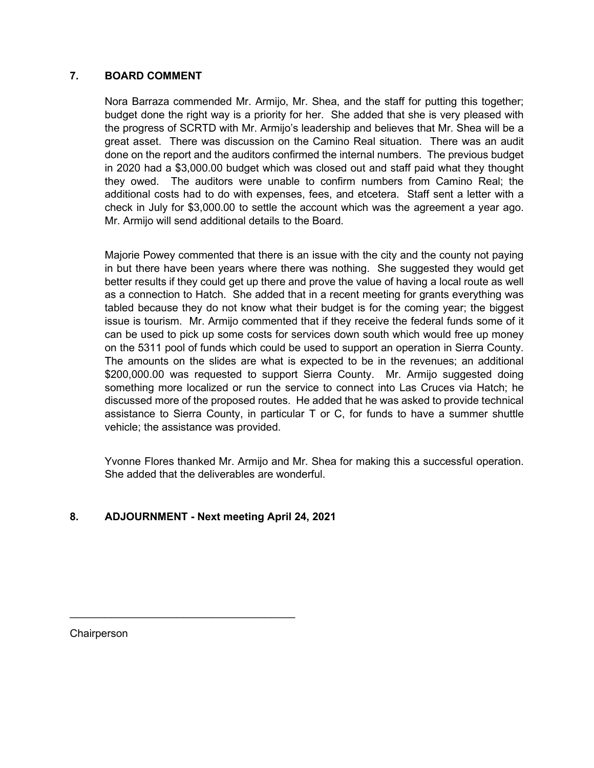## 7. BOARD COMMENT

Nora Barraza commended Mr. Armijo, Mr. Shea, and the staff for putting this together; budget done the right way is a priority for her. She added that she is very pleased with the progress of SCRTD with Mr. Armijo's leadership and believes that Mr. Shea will be a great asset. There was discussion on the Camino Real situation. There was an audit done on the report and the auditors confirmed the internal numbers. The previous budget in 2020 had a $3,000.00 budget which was closed out and staff paid what they thought they owed. The auditors were unable to confirm numbers from Camino Real; the additional costs had to do with expenses, fees, and etcetera. Staff sent a letter with a check in July for $3,000.00 to settle the account which was the agreement a year ago. Mr. Armijo will send additional details to the Board.

Majorie Powey commented that there is an issue with the city and the county not paying in but there have been years where there was nothing. She suggested they would get better results if they could get up there and prove the value of having a local route as well as a connection to Hatch. She added that in a recent meeting for grants everything was tabled because they do not know what their budget is for the coming year; the biggest issue is tourism. Mr. Armijo commented that if they receive the federal funds some of it can be used to pick up some costs for services down south which would free up money on the 5311 pool of funds which could be used to support an operation in Sierra County. The amounts on the slides are what is expected to be in the revenues; an additional $200,000.00 was requested to support Sierra County. Mr. Armijo suggested doing something more localized or run the service to connect into Las Cruces via Hatch; he discussed more of the proposed routes. He added that he was asked to provide technical assistance to Sierra County, in particular T or C, for funds to have a summer shuttle vehicle; the assistance was provided.

Yvonne Flores thanked Mr. Armijo and Mr. Shea for making this a successful operation. She added that the deliverables are wonderful.

## 8. ADJOURNMENT - Next meeting April 24, 2021

\_\_\_\_\_\_\_\_\_\_\_\_\_\_\_\_\_\_\_\_\_\_\_\_\_\_\_\_\_\_\_\_\_\_\_\_\_\_

Chairperson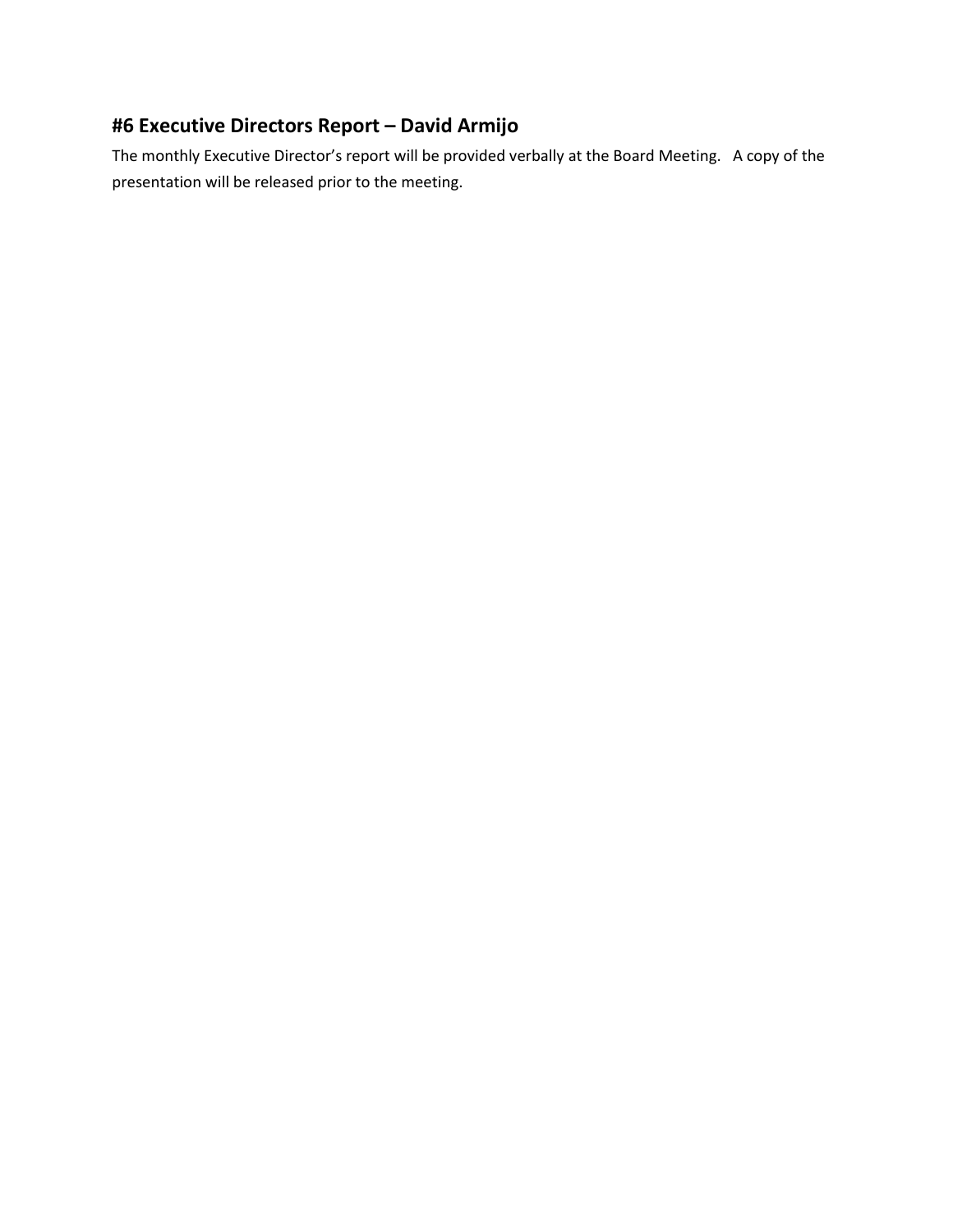## #6 Executive Directors Report – David Armijo

The monthly Executive Director's report will be provided verbally at the Board Meeting. A copy of the presentation will be released prior to the meeting.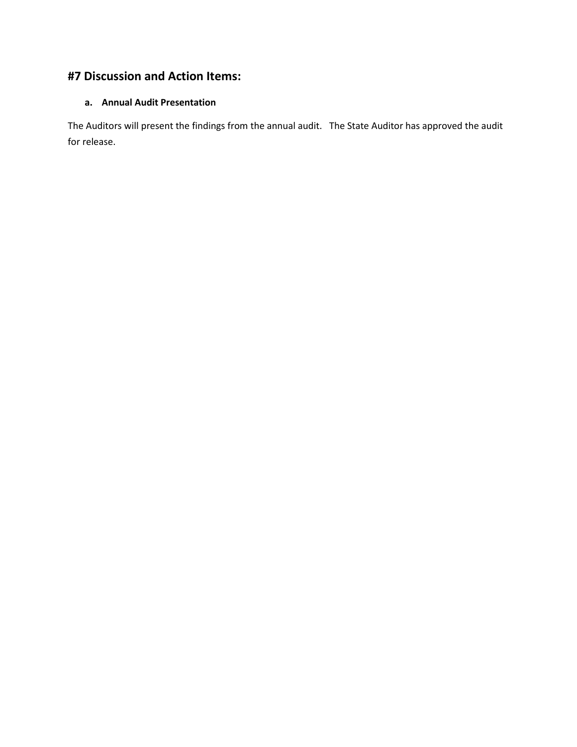## #7 Discussion and Action Items:

### a. Annual Audit Presentation

The Auditors will present the findings from the annual audit. The State Auditor has approved the audit for release.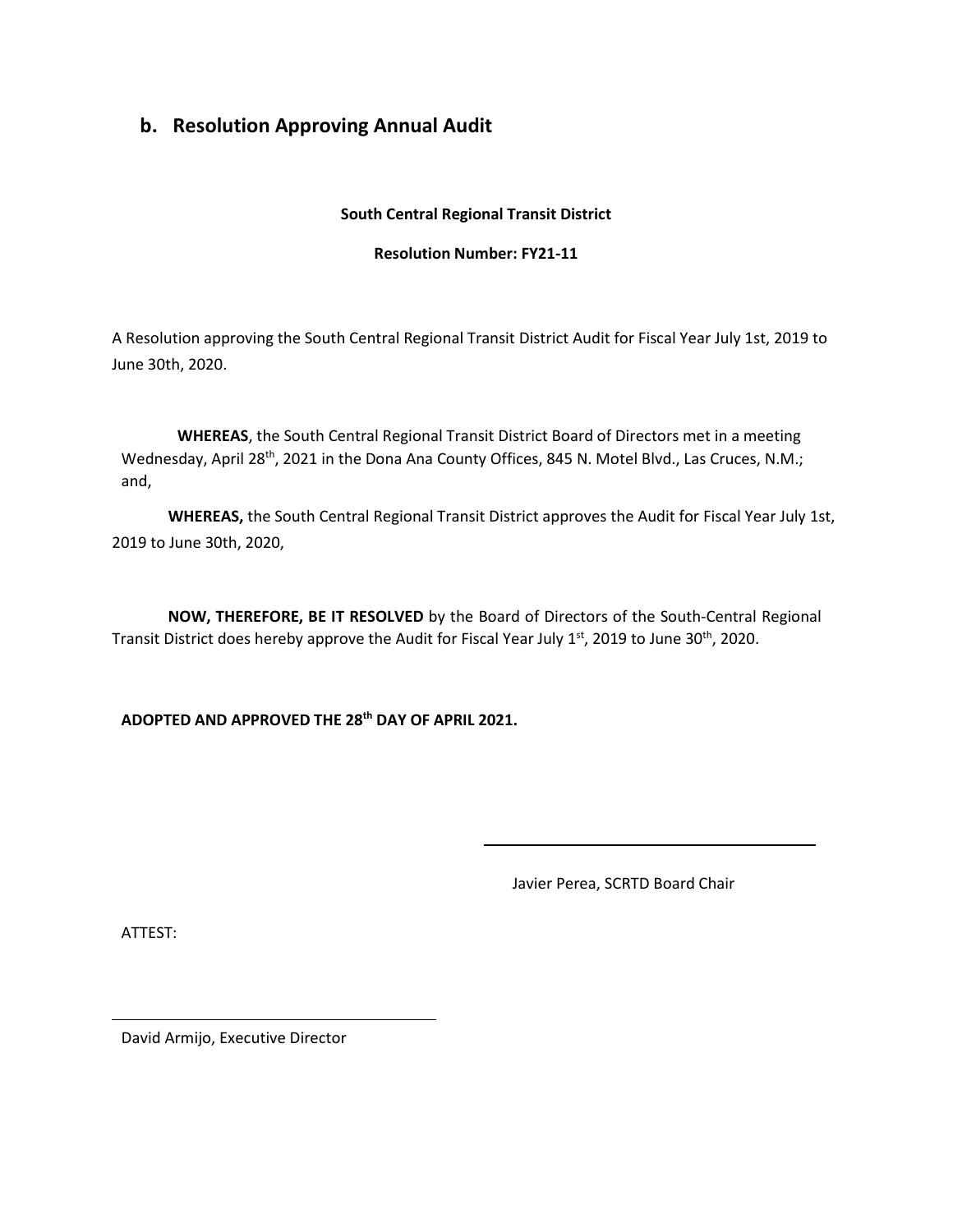## b. Resolution Approving Annual Audit

**South Central Regional Transit District**

**Resolution Number: FY21-11**

A Resolution approving the South Central Regional Transit District Audit for Fiscal Year July 1st, 2019 to June 30th, 2020.

**WHEREAS**, the South Central Regional Transit District Board of Directors met in a meeting Wednesday, April 28th, 2021 in the Dona Ana County Offices, 845 N. Motel Blvd., Las Cruces, N.M.; and,

**WHEREAS,** the South Central Regional Transit District approves the Audit for Fiscal Year July 1st, 2019 to June 30th, 2020,

**NOW, THEREFORE, BE IT RESOLVED** by the Board of Directors of the South-Central Regional Transit District does hereby approve the Audit for Fiscal Year July 1st, 2019 to June 30th, 2020.

**ADOPTED AND APPROVED THE 28th DAY OF APRIL 2021.**

\_\_\_\_\_\_\_\_\_\_\_\_\_\_\_\_\_\_\_\_\_\_\_\_\_\_\_\_\_\_\_\_\_\_\_\_

Javier Perea, SCRTD Board Chair

ATTEST:

\_\_\_\_\_\_\_\_\_\_\_\_\_\_\_\_\_\_\_\_\_\_\_\_\_\_\_\_\_\_\_\_\_\_\_\_

David Armijo, Executive Director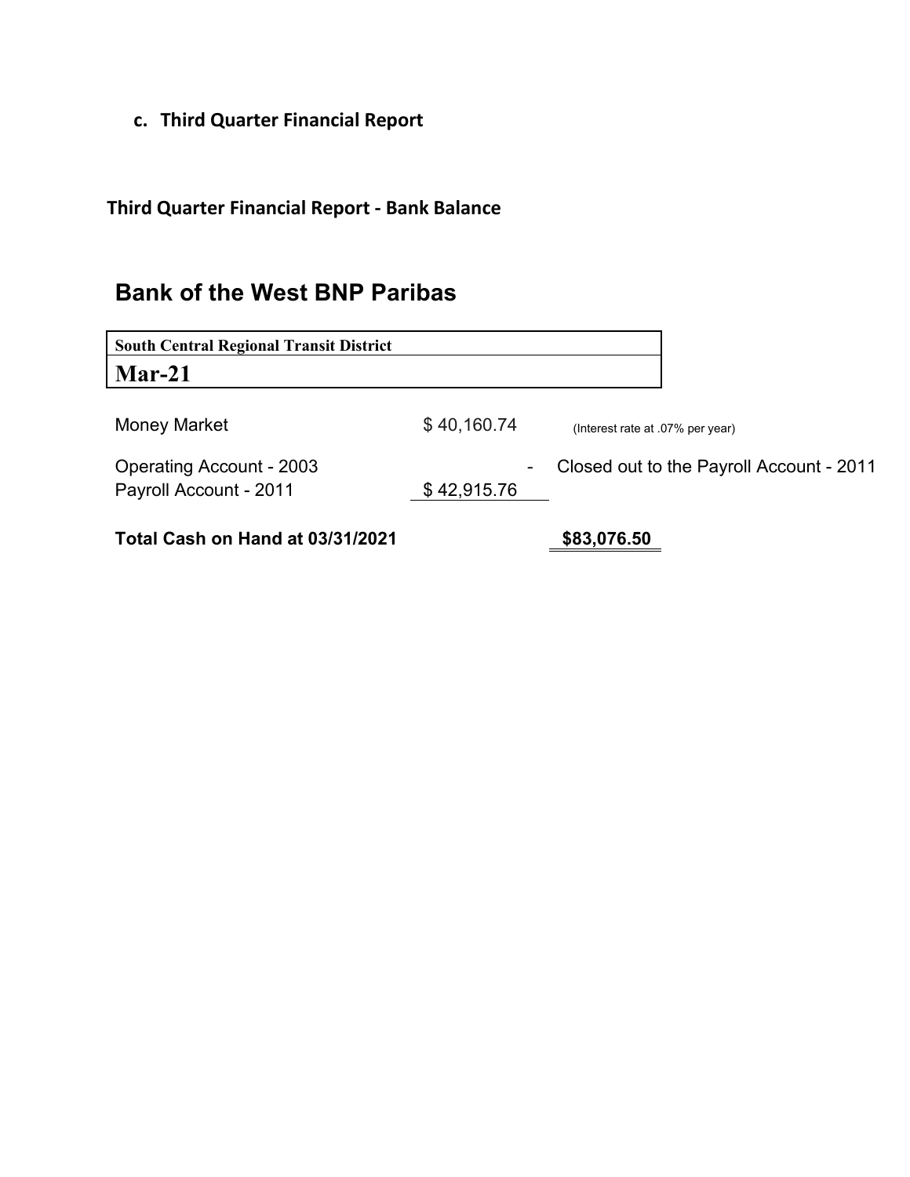**c. Third Quarter Financial Report**

**Third Quarter Financial Report - Bank Balance**

## Bank of the West BNP Paribas

| South Central Regional Transit District | | |
|---|---|---|
| **Mar-21** | | |
| Money Market | $ 40,160.74 | (Interest rate at .07% per year) |
| Operating Account - 2003 | - | Closed out to the Payroll Account - 2011 |
| Payroll Account - 2011 | $ 42,915.76 | |
| **Total Cash on Hand at 03/31/2021** | | **$83,076.50** |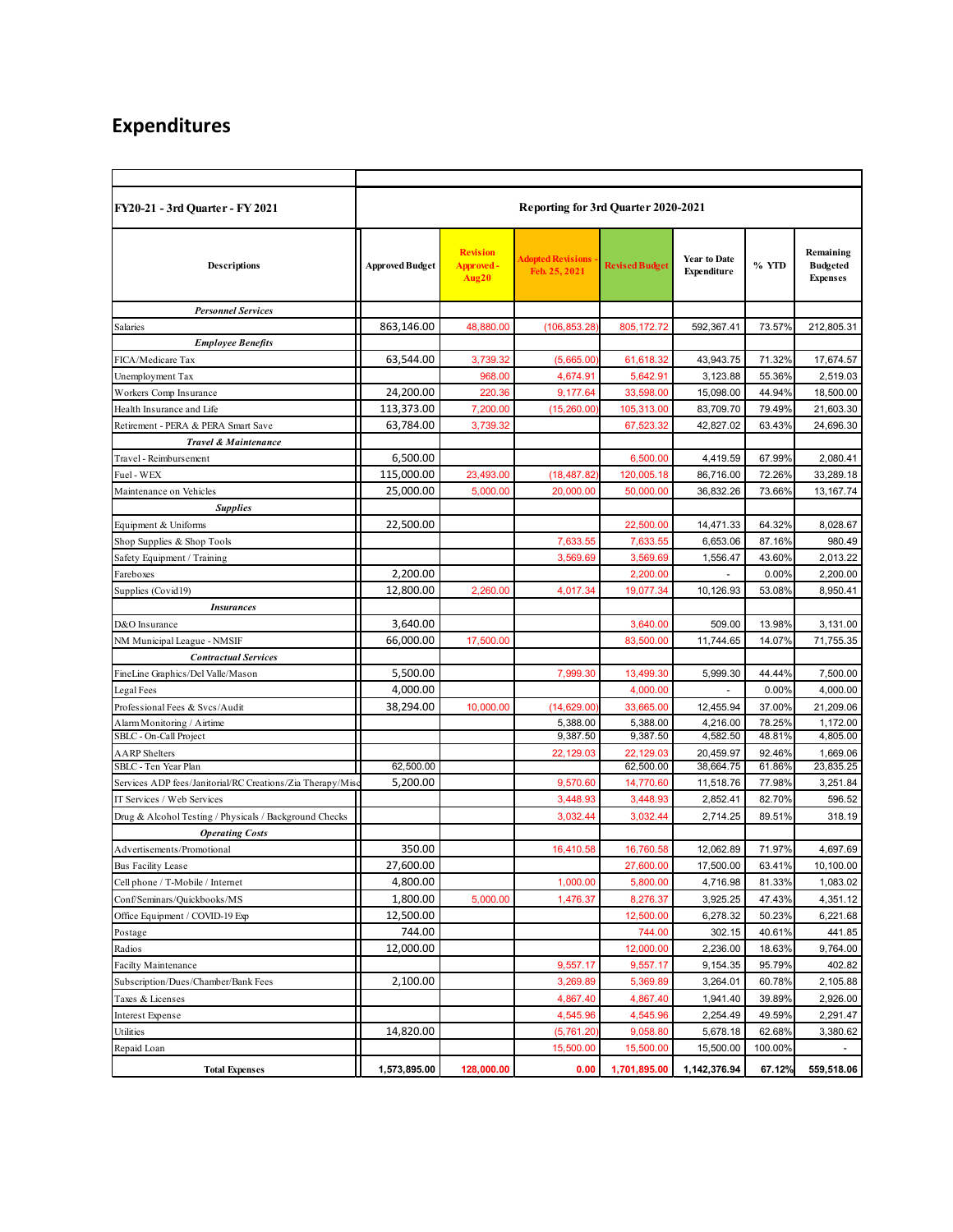# Expenditures

| FY20-21 - 3rd Quarter - FY 2021 | Reporting for 3rd Quarter 2020-2021 | | | | | | |
|---|---|---|---|---|---|---|---|
| Descriptions | Approved Budget | Revision Approved - Aug20 | Adopted Revisions - Feb. 25, 2021 | Revised Budget | Year to Date Expenditure | % YTD | Remaining Budgeted Expenses |
| ***Personnel Services*** | | | | | | | |
| Salaries | 863,146.00 | 48,880.00 | (106,853.28) | 805,172.72 | 592,367.41 | 73.57% | 212,805.31 |
| ***Employee Benefits*** | | | | | | | |
| FICA/Medicare Tax | 63,544.00 | 3,739.32 | (5,665.00) | 61,618.32 | 43,943.75 | 71.32% | 17,674.57 |
| Unemployment Tax | | 968.00 | 4,674.91 | 5,642.91 | 3,123.88 | 55.36% | 2,519.03 |
| Workers Comp Insurance | 24,200.00 | 220.36 | 9,177.64 | 33,598.00 | 15,098.00 | 44.94% | 18,500.00 |
| Health Insurance and Life | 113,373.00 | 7,200.00 | (15,260.00) | 105,313.00 | 83,709.70 | 79.49% | 21,603.30 |
| Retirement - PERA & PERA Smart Save | 63,784.00 | 3,739.32 | | 67,523.32 | 42,827.02 | 63.43% | 24,696.30 |
| ***Travel & Maintenance*** | | | | | | | |
| Travel - Reimbursement | 6,500.00 | | | 6,500.00 | 4,419.59 | 67.99% | 2,080.41 |
| Fuel - WEX | 115,000.00 | 23,493.00 | (18,487.82) | 120,005.18 | 86,716.00 | 72.26% | 33,289.18 |
| Maintenance on Vehicles | 25,000.00 | 5,000.00 | 20,000.00 | 50,000.00 | 36,832.26 | 73.66% | 13,167.74 |
| ***Supplies*** | | | | | | | |
| Equipment & Uniforms | 22,500.00 | | | 22,500.00 | 14,471.33 | 64.32% | 8,028.67 |
| Shop Supplies & Shop Tools | | | 7,633.55 | 7,633.55 | 6,653.06 | 87.16% | 980.49 |
| Safety Equipment / Training | | | 3,569.69 | 3,569.69 | 1,556.47 | 43.60% | 2,013.22 |
| Fareboxes | 2,200.00 | | | 2,200.00 | - | 0.00% | 2,200.00 |
| Supplies (Covid19) | 12,800.00 | 2,260.00 | 4,017.34 | 19,077.34 | 10,126.93 | 53.08% | 8,950.41 |
| ***Insurances*** | | | | | | | |
| D&O Insurance | 3,640.00 | | | 3,640.00 | 509.00 | 13.98% | 3,131.00 |
| NM Municipal League - NMSIF | 66,000.00 | 17,500.00 | | 83,500.00 | 11,744.65 | 14.07% | 71,755.35 |
| ***Contractual Services*** | | | | | | | |
| FineLine Graphics/Del Valle/Mason | 5,500.00 | | 7,999.30 | 13,499.30 | 5,999.30 | 44.44% | 7,500.00 |
| Legal Fees | 4,000.00 | | | 4,000.00 | - | 0.00% | 4,000.00 |
| Professional Fees & Svcs/Audit | 38,294.00 | 10,000.00 | (14,629.00) | 33,665.00 | 12,455.94 | 37.00% | 21,209.06 |
| Alarm Monitoring / Airtime | | | 5,388.00 | 5,388.00 | 4,216.00 | 78.25% | 1,172.00 |
| SBLC - On-Call Project | | | 9,387.50 | 9,387.50 | 4,582.50 | 48.81% | 4,805.00 |
| AARP Shelters | | | 22,129.03 | 22,129.03 | 20,459.97 | 92.46% | 1,669.06 |
| SBLC - Ten Year Plan | 62,500.00 | | | 62,500.00 | 38,664.75 | 61.86% | 23,835.25 |
| Services ADP fees/Janitorial/RC Creations/Zia Therapy/Misc | 5,200.00 | | 9,570.60 | 14,770.60 | 11,518.76 | 77.98% | 3,251.84 |
| IT Services / Web Services | | | 3,448.93 | 3,448.93 | 2,852.41 | 82.70% | 596.52 |
| Drug & Alcohol Testing / Physicals / Background Checks | | | 3,032.44 | 3,032.44 | 2,714.25 | 89.51% | 318.19 |
| ***Operating Costs*** | | | | | | | |
| Advertisements/Promotional | 350.00 | | 16,410.58 | 16,760.58 | 12,062.89 | 71.97% | 4,697.69 |
| Bus Facility Lease | 27,600.00 | | | 27,600.00 | 17,500.00 | 63.41% | 10,100.00 |
| Cell phone / T-Mobile / Internet | 4,800.00 | | 1,000.00 | 5,800.00 | 4,716.98 | 81.33% | 1,083.02 |
| Conf/Seminars/Quickbooks/MS | 1,800.00 | 5,000.00 | 1,476.37 | 8,276.37 | 3,925.25 | 47.43% | 4,351.12 |
| Office Equipment / COVID-19 Exp | 12,500.00 | | | 12,500.00 | 6,278.32 | 50.23% | 6,221.68 |
| Postage | 744.00 | | | 744.00 | 302.15 | 40.61% | 441.85 |
| Radios | 12,000.00 | | | 12,000.00 | 2,236.00 | 18.63% | 9,764.00 |
| Facilty Maintenance | | | 9,557.17 | 9,557.17 | 9,154.35 | 95.79% | 402.82 |
| Subscription/Dues/Chamber/Bank Fees | 2,100.00 | | 3,269.89 | 5,369.89 | 3,264.01 | 60.78% | 2,105.88 |
| Taxes & Licenses | | | 4,867.40 | 4,867.40 | 1,941.40 | 39.89% | 2,926.00 |
| Interest Expense | | | 4,545.96 | 4,545.96 | 2,254.49 | 49.59% | 2,291.47 |
| Utilities | 14,820.00 | | (5,761.20) | 9,058.80 | 5,678.18 | 62.68% | 3,380.62 |
| Repaid Loan | | | 15,500.00 | 15,500.00 | 15,500.00 | 100.00% | - |
| **Total Expenses** | **1,573,895.00** | **128,000.00** | **0.00** | **1,701,895.00** | **1,142,376.94** | **67.12%** | **559,518.06** |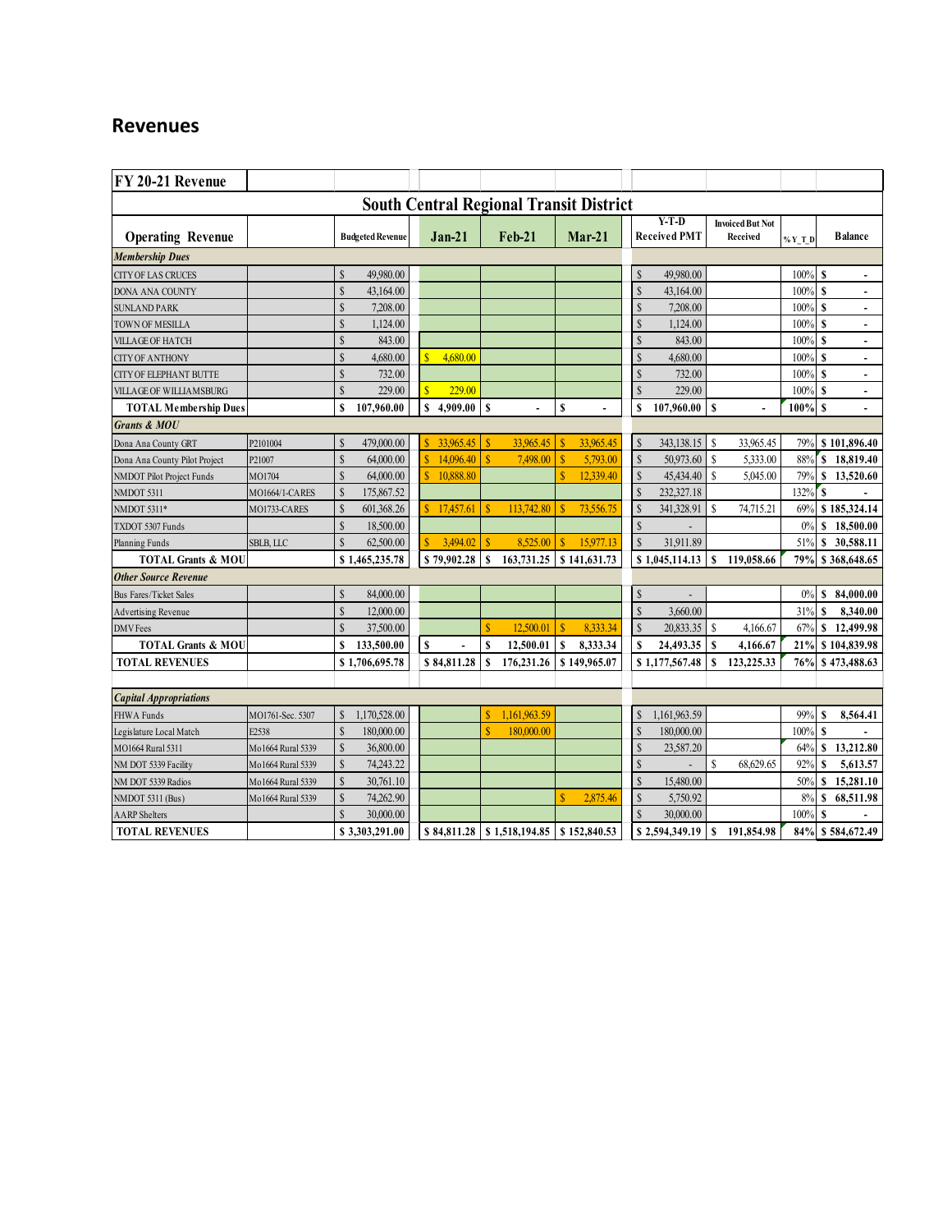## Revenues

| FY 20-21 Revenue | | | | | | | | | |
|---|---|---|---|---|---|---|---|---|---|
| **South Central Regional Transit District** | | | | | | | | | |
| **Operating Revenue** | | **Budgeted Revenue** | **Jan-21** | **Feb-21** | **Mar-21** | **Y-T-D Received PMT** | **Invoiced But Not Received** | **% Y_T_D** | **Balance** |
| ***Membership Dues*** | | | | | | | | | |
| CITY OF LAS CRUCES | | $ 49,980.00 | | | | $ 49,980.00 | | 100% | $ - |
| DONA ANA COUNTY | | $ 43,164.00 | | | | $ 43,164.00 | | 100% | $ - |
| SUNLAND PARK | | $ 7,208.00 | | | | $ 7,208.00 | | 100% | $ - |
| TOWN OF MESILLA | | $ 1,124.00 | | | | $ 1,124.00 | | 100% | $ - |
| VILLAGE OF HATCH | | $ 843.00 | | | | $ 843.00 | | 100% | $ - |
| CITY OF ANTHONY | | $ 4,680.00 | $ 4,680.00 | | | $ 4,680.00 | | 100% | $ - |
| CITY OF ELEPHANT BUTTE | | $ 732.00 | | | | $ 732.00 | | 100% | $ - |
| VILLAGE OF WILLIAMSBURG | | $ 229.00 | $ 229.00 | | | $ 229.00 | | 100% | $ - |
| **TOTAL Membership Dues** | | **$ 107,960.00** | **$ 4,909.00** | **$ -** | **$ -** | **$ 107,960.00** | **$ -** | **100%** | **$ -** |
| ***Grants & MOU*** | | | | | | | | | |
| Dona Ana County GRT | P2101004 | $ 479,000.00 | $ 33,965.45 | $ 33,965.45 | $ 33,965.45 | $ 343,138.15 | $ 33,965.45 | 79% | **$ 101,896.40** |
| Dona Ana County Pilot Project | P21007 | $ 64,000.00 | $ 14,096.40 | $ 7,498.00 | $ 5,793.00 | $ 50,973.60 | $ 5,333.00 | 88% | **$ 18,819.40** |
| NMDOT Pilot Project Funds | MO1704 | $ 64,000.00 | $ 10,888.80 | | $ 12,339.40 | $ 45,434.40 | $ 5,045.00 | 79% | **$ 13,520.60** |
| NMDOT 5311 | MO1664/1-CARES | $ 175,867.52 | | | | $ 232,327.18 | | 132% | **$ -** |
| NMDOT 5311* | MO1733-CARES | $ 601,368.26 | $ 17,457.61 | $ 113,742.80 | $ 73,556.75 | $ 341,328.91 | $ 74,715.21 | 69% | **$ 185,324.14** |
| TXDOT 5307 Funds | | $ 18,500.00 | | | | $ - | | 0% | **$ 18,500.00** |
| Planning Funds | SBLB, LLC | $ 62,500.00 | $ 3,494.02 | $ 8,525.00 | $ 15,977.13 | $ 31,911.89 | | 51% | **$ 30,588.11** |
| **TOTAL Grants & MOU** | | **$ 1,465,235.78** | **$ 79,902.28** | **$ 163,731.25** | **$ 141,631.73** | **$ 1,045,114.13** | **$ 119,058.66** | **79%** | **$ 368,648.65** |
| ***Other Source Revenue*** | | | | | | | | | |
| Bus Fares/Ticket Sales | | $ 84,000.00 | | | | $ - | | 0% | **$ 84,000.00** |
| Advertising Revenue | | $ 12,000.00 | | | | $ 3,660.00 | | 31% | **$ 8,340.00** |
| DMV Fees | | $ 37,500.00 | | $ 12,500.01 | $ 8,333.34 | $ 20,833.35 | $ 4,166.67 | 67% | **$ 12,499.98** |
| **TOTAL Grants & MOU** | | **$ 133,500.00** | **$ -** | **$ 12,500.01** | **$ 8,333.34** | **$ 24,493.35** | **$ 4,166.67** | **21%** | **$ 104,839.98** |
| **TOTAL REVENUES** | | **$ 1,706,695.78** | **$ 84,811.28** | **$ 176,231.26** | **$ 149,965.07** | **$ 1,177,567.48** | **$ 123,225.33** | **76%** | **$ 473,488.63** |
| | | | | | | | | | |
| ***Capital Appropriations*** | | | | | | | | | |
| FHWA Funds | MO1761-Sec. 5307 | $ 1,170,528.00 | | $ 1,161,963.59 | | $ 1,161,963.59 | | 99% | **$ 8,564.41** |
| Legislature Local Match | E2538 | $ 180,000.00 | | $ 180,000.00 | | $ 180,000.00 | | 100% | **$ -** |
| MO1664 Rural 5311 | Mo1664 Rural 5339 | $ 36,800.00 | | | | $ 23,587.20 | | 64% | **$ 13,212.80** |
| NM DOT 5339 Facility | Mo1664 Rural 5339 | $ 74,243.22 | | | | $ - | $ 68,629.65 | 92% | **$ 5,613.57** |
| NM DOT 5339 Radios | Mo1664 Rural 5339 | $ 30,761.10 | | | | $ 15,480.00 | | 50% | **$ 15,281.10** |
| NMDOT 5311 (Bus) | Mo1664 Rural 5339 | $ 74,262.90 | | | $ 2,875.46 | $ 5,750.92 | | 8% | **$ 68,511.98** |
| AARP Shelters | | $ 30,000.00 | | | | $ 30,000.00 | | 100% | **$ -** |
| **TOTAL REVENUES** | | **$ 3,303,291.00** | **$ 84,811.28** | **$ 1,518,194.85** | **$ 152,840.53** | **$ 2,594,349.19** | **$ 191,854.98** | **84%** | **$ 584,672.49** |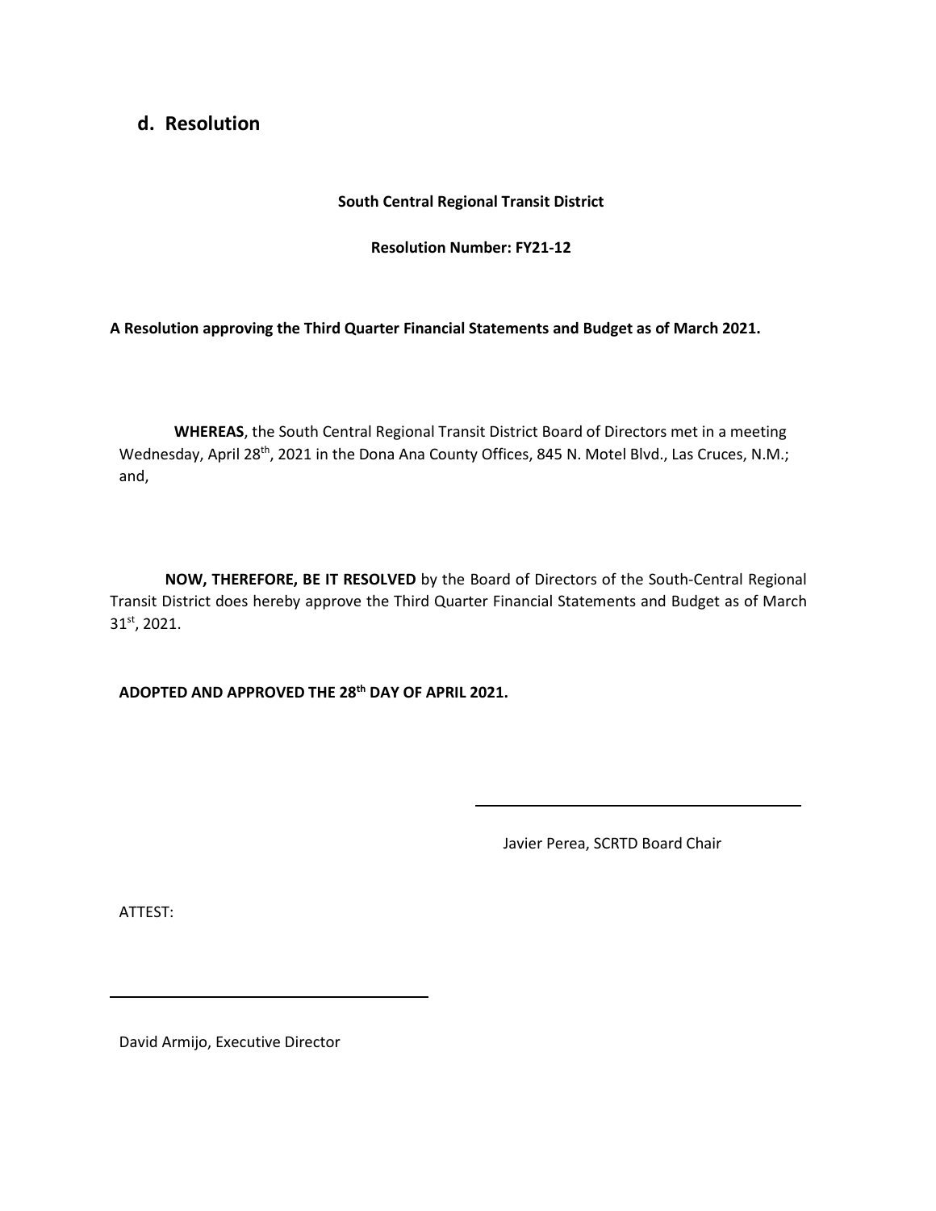## d. Resolution

**South Central Regional Transit District**

**Resolution Number: FY21-12**

**A Resolution approving the Third Quarter Financial Statements and Budget as of March 2021.**

**WHEREAS**, the South Central Regional Transit District Board of Directors met in a meeting Wednesday, April 28th, 2021 in the Dona Ana County Offices, 845 N. Motel Blvd., Las Cruces, N.M.; and,

**NOW, THEREFORE, BE IT RESOLVED** by the Board of Directors of the South-Central Regional Transit District does hereby approve the Third Quarter Financial Statements and Budget as of March 31st, 2021.

**ADOPTED AND APPROVED THE 28th DAY OF APRIL 2021.**

\_\_\_\_\_\_\_\_\_\_\_\_\_\_\_\_\_\_\_\_\_\_\_\_\_\_\_\_\_\_\_\_\_\_\_\_\_\_

Javier Perea, SCRTD Board Chair

ATTEST:

\_\_\_\_\_\_\_\_\_\_\_\_\_\_\_\_\_\_\_\_\_\_\_\_\_\_\_\_\_\_\_\_\_\_\_\_\_\_

David Armijo, Executive Director